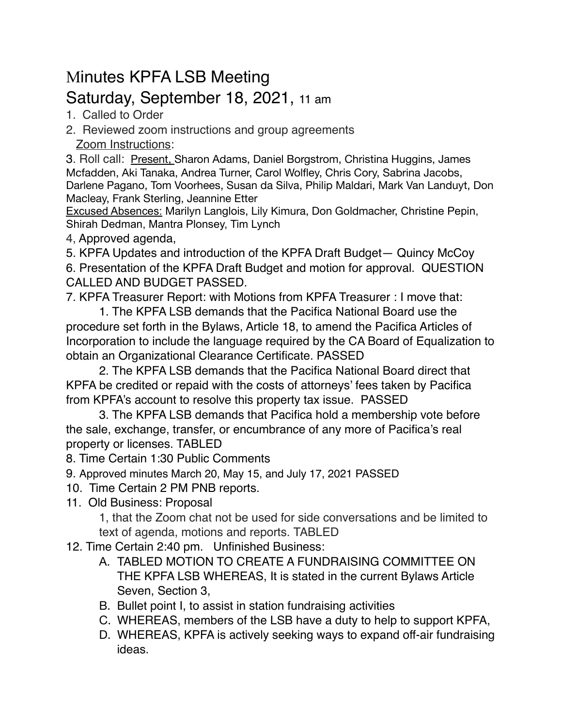# Minutes KPFA LSB Meeting

## Saturday, September 18, 2021, 11 am

1. Called to Order
2. Reviewed zoom instructions and group agreements
   Zoom Instructions:

3. Roll call: Present, Sharon Adams, Daniel Borgstrom, Christina Huggins, James Mcfadden, Aki Tanaka, Andrea Turner, Carol Wolfley, Chris Cory, Sabrina Jacobs, Darlene Pagano, Tom Voorhees, Susan da Silva, Philip Maldari, Mark Van Landuyt, Don Macleay, Frank Sterling, Jeannine Etter

Excused Absences: Marilyn Langlois, Lily Kimura, Don Goldmacher, Christine Pepin, Shirah Dedman, Mantra Plonsey, Tim Lynch

4, Approved agenda,

5. KPFA Updates and introduction of the KPFA Draft Budget— Quincy McCoy

6. Presentation of the KPFA Draft Budget and motion for approval. QUESTION CALLED AND BUDGET PASSED.

7. KPFA Treasurer Report: with Motions from KPFA Treasurer : I move that:

   1. The KPFA LSB demands that the Pacifica National Board use the procedure set forth in the Bylaws, Article 18, to amend the Pacifica Articles of Incorporation to include the language required by the CA Board of Equalization to obtain an Organizational Clearance Certificate. PASSED

   2. The KPFA LSB demands that the Pacifica National Board direct that KPFA be credited or repaid with the costs of attorneys' fees taken by Pacifica from KPFA's account to resolve this property tax issue. PASSED

   3. The KPFA LSB demands that Pacifica hold a membership vote before the sale, exchange, transfer, or encumbrance of any more of Pacifica's real property or licenses. TABLED

8. Time Certain 1:30 Public Comments

9. Approved minutes March 20, May 15, and July 17, 2021 PASSED

10. Time Certain 2 PM PNB reports.

11. Old Business: Proposal

    1, that the Zoom chat not be used for side conversations and be limited to text of agenda, motions and reports. TABLED

12. Time Certain 2:40 pm. Unfinished Business:

    A. TABLED MOTION TO CREATE A FUNDRAISING COMMITTEE ON THE KPFA LSB WHEREAS, It is stated in the current Bylaws Article Seven, Section 3,
    B. Bullet point I, to assist in station fundraising activities
    C. WHEREAS, members of the LSB have a duty to help to support KPFA,
    D. WHEREAS, KPFA is actively seeking ways to expand off-air fundraising ideas.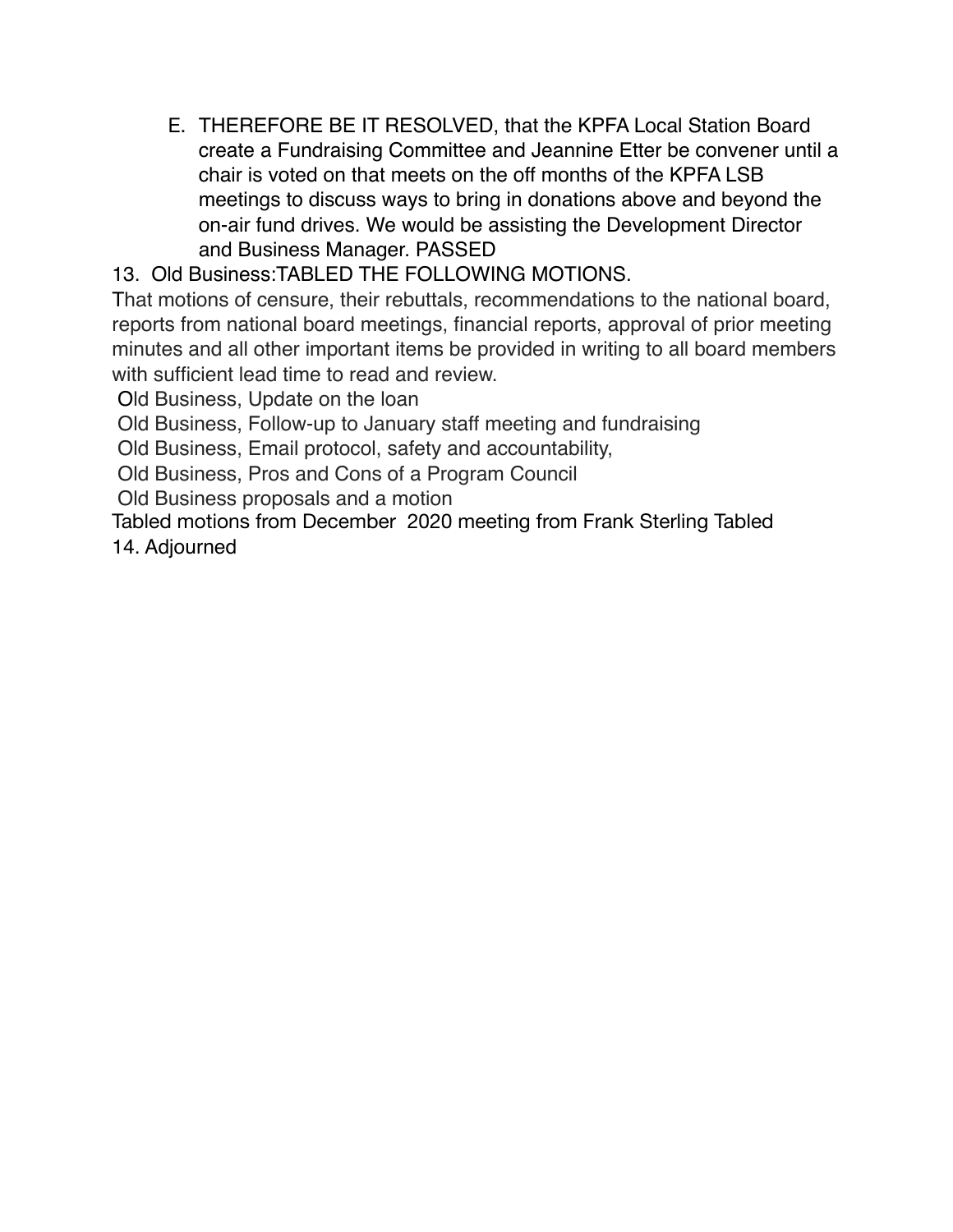E. THEREFORE BE IT RESOLVED, that the KPFA Local Station Board create a Fundraising Committee and Jeannine Etter be convener until a chair is voted on that meets on the off months of the KPFA LSB meetings to discuss ways to bring in donations above and beyond the on-air fund drives. We would be assisting the Development Director and Business Manager. PASSED

13. Old Business:TABLED THE FOLLOWING MOTIONS.

That motions of censure, their rebuttals, recommendations to the national board, reports from national board meetings, financial reports, approval of prior meeting minutes and all other important items be provided in writing to all board members with sufficient lead time to read and review.

Old Business, Update on the loan

Old Business, Follow-up to January staff meeting and fundraising

Old Business, Email protocol, safety and accountability,

Old Business, Pros and Cons of a Program Council

Old Business proposals and a motion

Tabled motions from December 2020 meeting from Frank Sterling Tabled

14. Adjourned